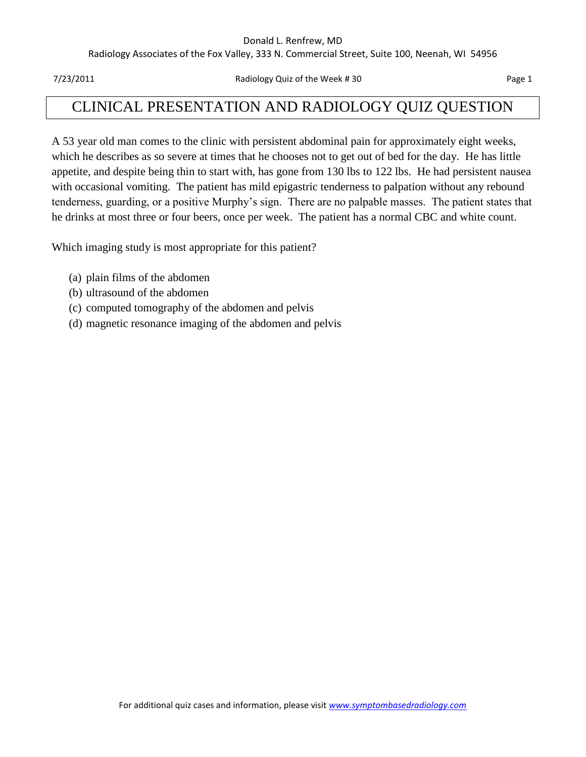# CLINICAL PRESENTATION AND RADIOLOGY QUIZ QUESTION

A 53 year old man comes to the clinic with persistent abdominal pain for approximately eight weeks, which he describes as so severe at times that he chooses not to get out of bed for the day. He has little appetite, and despite being thin to start with, has gone from 130 lbs to 122 lbs. He had persistent nausea with occasional vomiting. The patient has mild epigastric tenderness to palpation without any rebound tenderness, guarding, or a positive Murphy's sign. There are no palpable masses. The patient states that he drinks at most three or four beers, once per week. The patient has a normal CBC and white count.

Which imaging study is most appropriate for this patient?

(a) plain films of the abdomen
(b) ultrasound of the abdomen
(c) computed tomography of the abdomen and pelvis
(d) magnetic resonance imaging of the abdomen and pelvis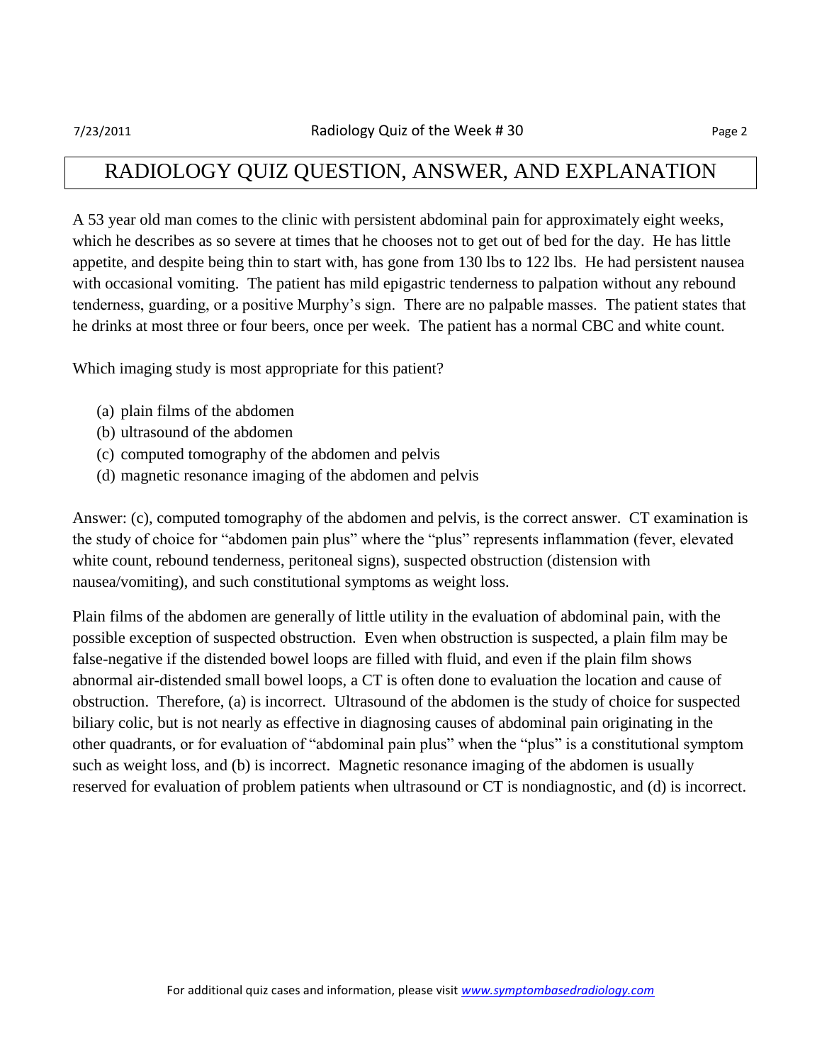# RADIOLOGY QUIZ QUESTION, ANSWER, AND EXPLANATION

A 53 year old man comes to the clinic with persistent abdominal pain for approximately eight weeks, which he describes as so severe at times that he chooses not to get out of bed for the day. He has little appetite, and despite being thin to start with, has gone from 130 lbs to 122 lbs. He had persistent nausea with occasional vomiting. The patient has mild epigastric tenderness to palpation without any rebound tenderness, guarding, or a positive Murphy's sign. There are no palpable masses. The patient states that he drinks at most three or four beers, once per week. The patient has a normal CBC and white count.

Which imaging study is most appropriate for this patient?

(a) plain films of the abdomen
(b) ultrasound of the abdomen
(c) computed tomography of the abdomen and pelvis
(d) magnetic resonance imaging of the abdomen and pelvis

Answer: (c), computed tomography of the abdomen and pelvis, is the correct answer. CT examination is the study of choice for "abdomen pain plus" where the "plus" represents inflammation (fever, elevated white count, rebound tenderness, peritoneal signs), suspected obstruction (distension with nausea/vomiting), and such constitutional symptoms as weight loss.

Plain films of the abdomen are generally of little utility in the evaluation of abdominal pain, with the possible exception of suspected obstruction. Even when obstruction is suspected, a plain film may be false-negative if the distended bowel loops are filled with fluid, and even if the plain film shows abnormal air-distended small bowel loops, a CT is often done to evaluation the location and cause of obstruction. Therefore, (a) is incorrect. Ultrasound of the abdomen is the study of choice for suspected biliary colic, but is not nearly as effective in diagnosing causes of abdominal pain originating in the other quadrants, or for evaluation of "abdominal pain plus" when the "plus" is a constitutional symptom such as weight loss, and (b) is incorrect. Magnetic resonance imaging of the abdomen is usually reserved for evaluation of problem patients when ultrasound or CT is nondiagnostic, and (d) is incorrect.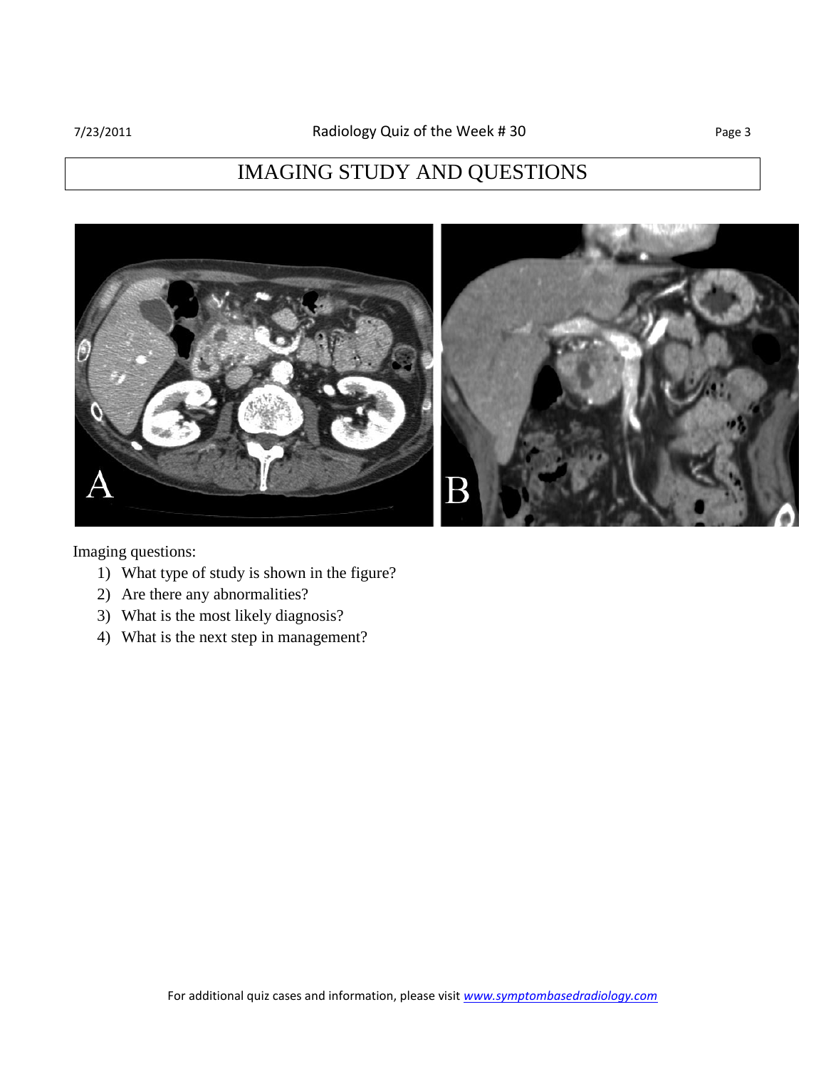# IMAGING STUDY AND QUESTIONS

Imaging questions:

1) What type of study is shown in the figure?
2) Are there any abnormalities?
3) What is the most likely diagnosis?
4) What is the next step in management?

For additional quiz cases and information, please visit [www.symptombasedradiology.com](http://www.symptombasedradiology.com)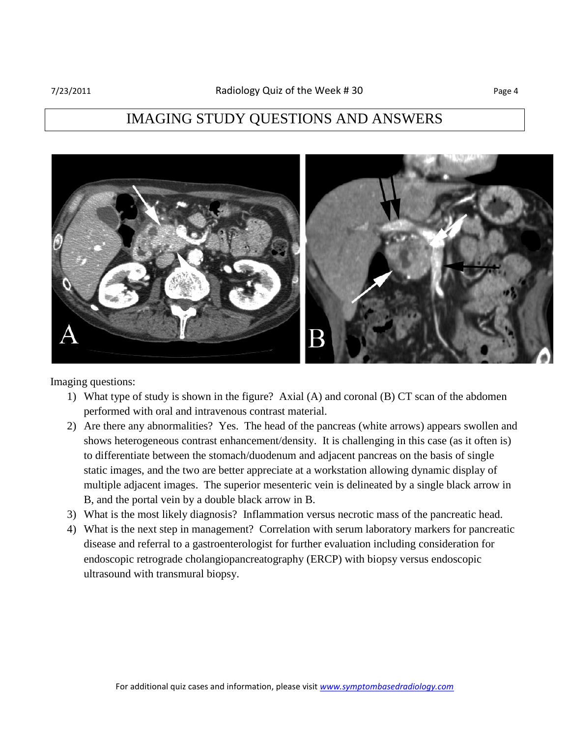# IMAGING STUDY QUESTIONS AND ANSWERS

Imaging questions:

1) What type of study is shown in the figure? Axial (A) and coronal (B) CT scan of the abdomen performed with oral and intravenous contrast material.
2) Are there any abnormalities? Yes. The head of the pancreas (white arrows) appears swollen and shows heterogeneous contrast enhancement/density. It is challenging in this case (as it often is) to differentiate between the stomach/duodenum and adjacent pancreas on the basis of single static images, and the two are better appreciate at a workstation allowing dynamic display of multiple adjacent images. The superior mesenteric vein is delineated by a single black arrow in B, and the portal vein by a double black arrow in B.
3) What is the most likely diagnosis? Inflammation versus necrotic mass of the pancreatic head.
4) What is the next step in management? Correlation with serum laboratory markers for pancreatic disease and referral to a gastroenterologist for further evaluation including consideration for endoscopic retrograde cholangiopancreatography (ERCP) with biopsy versus endoscopic ultrasound with transmural biopsy.

For additional quiz cases and information, please visit *www.symptombasedradiology.com*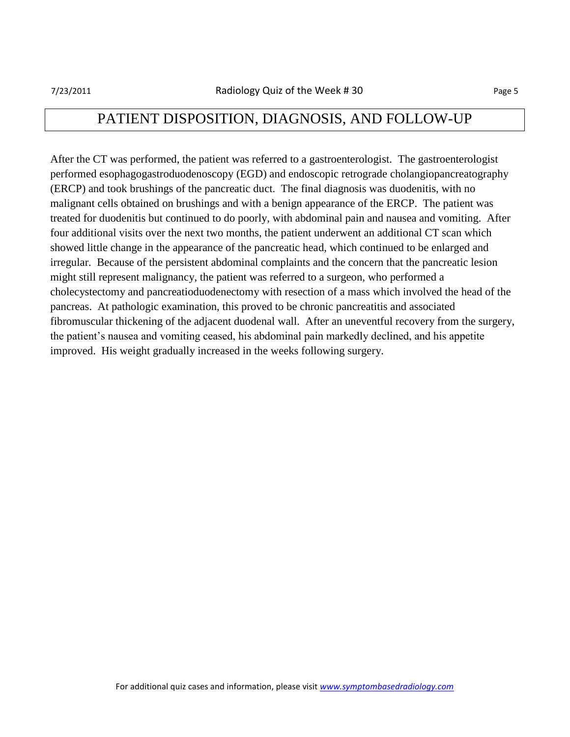# PATIENT DISPOSITION, DIAGNOSIS, AND FOLLOW-UP

After the CT was performed, the patient was referred to a gastroenterologist. The gastroenterologist performed esophagogastroduodenoscopy (EGD) and endoscopic retrograde cholangiopancreatography (ERCP) and took brushings of the pancreatic duct. The final diagnosis was duodenitis, with no malignant cells obtained on brushings and with a benign appearance of the ERCP. The patient was treated for duodenitis but continued to do poorly, with abdominal pain and nausea and vomiting. After four additional visits over the next two months, the patient underwent an additional CT scan which showed little change in the appearance of the pancreatic head, which continued to be enlarged and irregular. Because of the persistent abdominal complaints and the concern that the pancreatic lesion might still represent malignancy, the patient was referred to a surgeon, who performed a cholecystectomy and pancreatioduodenectomy with resection of a mass which involved the head of the pancreas. At pathologic examination, this proved to be chronic pancreatitis and associated fibromuscular thickening of the adjacent duodenal wall. After an uneventful recovery from the surgery, the patient's nausea and vomiting ceased, his abdominal pain markedly declined, and his appetite improved. His weight gradually increased in the weeks following surgery.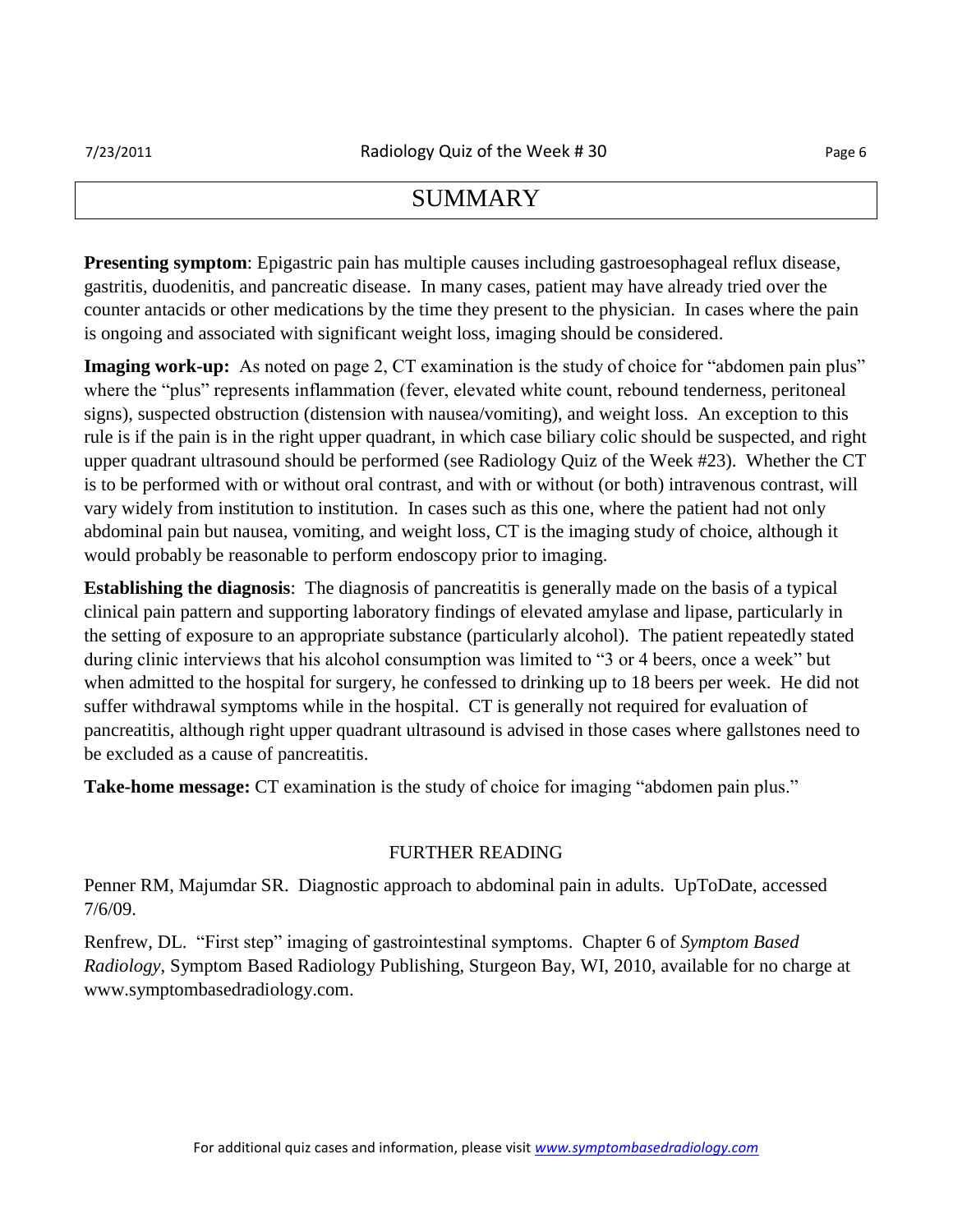# SUMMARY

**Presenting symptom**: Epigastric pain has multiple causes including gastroesophageal reflux disease, gastritis, duodenitis, and pancreatic disease. In many cases, patient may have already tried over the counter antacids or other medications by the time they present to the physician. In cases where the pain is ongoing and associated with significant weight loss, imaging should be considered.

**Imaging work-up:** As noted on page 2, CT examination is the study of choice for "abdomen pain plus" where the "plus" represents inflammation (fever, elevated white count, rebound tenderness, peritoneal signs), suspected obstruction (distension with nausea/vomiting), and weight loss. An exception to this rule is if the pain is in the right upper quadrant, in which case biliary colic should be suspected, and right upper quadrant ultrasound should be performed (see Radiology Quiz of the Week #23). Whether the CT is to be performed with or without oral contrast, and with or without (or both) intravenous contrast, will vary widely from institution to institution. In cases such as this one, where the patient had not only abdominal pain but nausea, vomiting, and weight loss, CT is the imaging study of choice, although it would probably be reasonable to perform endoscopy prior to imaging.

**Establishing the diagnosis**: The diagnosis of pancreatitis is generally made on the basis of a typical clinical pain pattern and supporting laboratory findings of elevated amylase and lipase, particularly in the setting of exposure to an appropriate substance (particularly alcohol). The patient repeatedly stated during clinic interviews that his alcohol consumption was limited to "3 or 4 beers, once a week" but when admitted to the hospital for surgery, he confessed to drinking up to 18 beers per week. He did not suffer withdrawal symptoms while in the hospital. CT is generally not required for evaluation of pancreatitis, although right upper quadrant ultrasound is advised in those cases where gallstones need to be excluded as a cause of pancreatitis.

**Take-home message:** CT examination is the study of choice for imaging "abdomen pain plus."

## FURTHER READING

Penner RM, Majumdar SR. Diagnostic approach to abdominal pain in adults. UpToDate, accessed 7/6/09.

Renfrew, DL. "First step" imaging of gastrointestinal symptoms. Chapter 6 of *Symptom Based Radiology*, Symptom Based Radiology Publishing, Sturgeon Bay, WI, 2010, available for no charge at www.symptombasedradiology.com.